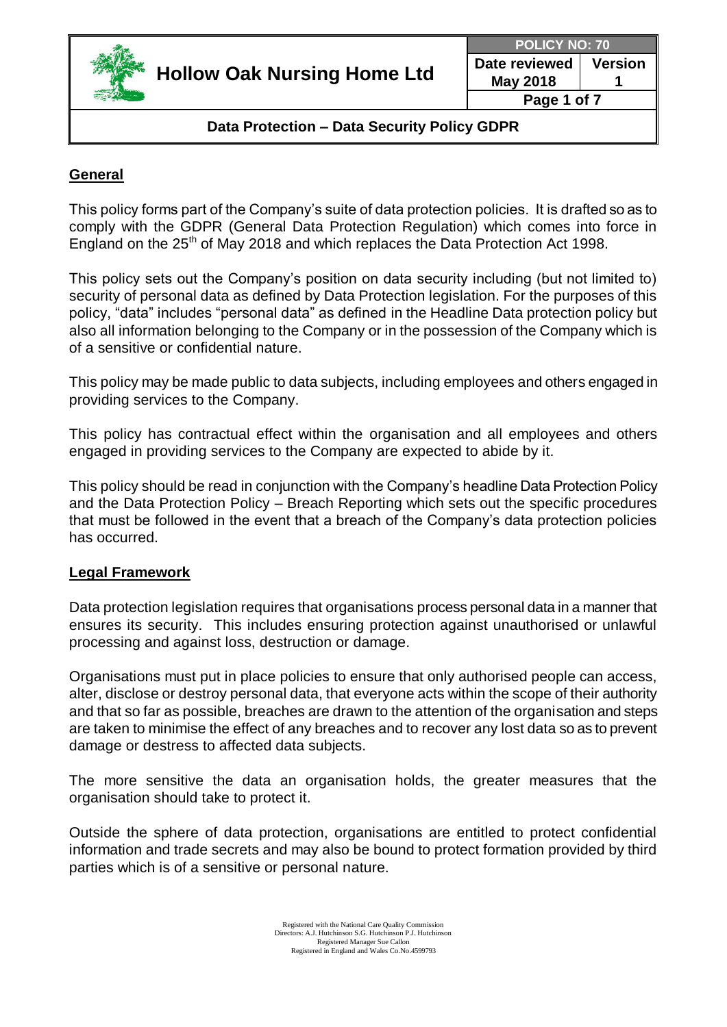| Hollow Oak Nursing Home Ltd | POLICY NO: 70 | |
|---|---|---|
| | Date reviewed May 2018 | Version 1 |

**Data Protection – Data Security Policy GDPR**

## General

This policy forms part of the Company's suite of data protection policies. It is drafted so as to comply with the GDPR (General Data Protection Regulation) which comes into force in England on the 25th of May 2018 and which replaces the Data Protection Act 1998.

This policy sets out the Company's position on data security including (but not limited to) security of personal data as defined by Data Protection legislation. For the purposes of this policy, "data" includes "personal data" as defined in the Headline Data protection policy but also all information belonging to the Company or in the possession of the Company which is of a sensitive or confidential nature.

This policy may be made public to data subjects, including employees and others engaged in providing services to the Company.

This policy has contractual effect within the organisation and all employees and others engaged in providing services to the Company are expected to abide by it.

This policy should be read in conjunction with the Company's headline Data Protection Policy and the Data Protection Policy – Breach Reporting which sets out the specific procedures that must be followed in the event that a breach of the Company's data protection policies has occurred.

## Legal Framework

Data protection legislation requires that organisations process personal data in a manner that ensures its security. This includes ensuring protection against unauthorised or unlawful processing and against loss, destruction or damage.

Organisations must put in place policies to ensure that only authorised people can access, alter, disclose or destroy personal data, that everyone acts within the scope of their authority and that so far as possible, breaches are drawn to the attention of the organisation and steps are taken to minimise the effect of any breaches and to recover any lost data so as to prevent damage or destress to affected data subjects.

The more sensitive the data an organisation holds, the greater measures that the organisation should take to protect it.

Outside the sphere of data protection, organisations are entitled to protect confidential information and trade secrets and may also be bound to protect formation provided by third parties which is of a sensitive or personal nature.

Registered with the National Care Quality Commission
Directors: A.J. Hutchinson S.G. Hutchinson P.J. Hutchinson
Registered Manager Sue Callon
Registered in England and Wales Co.No.4599793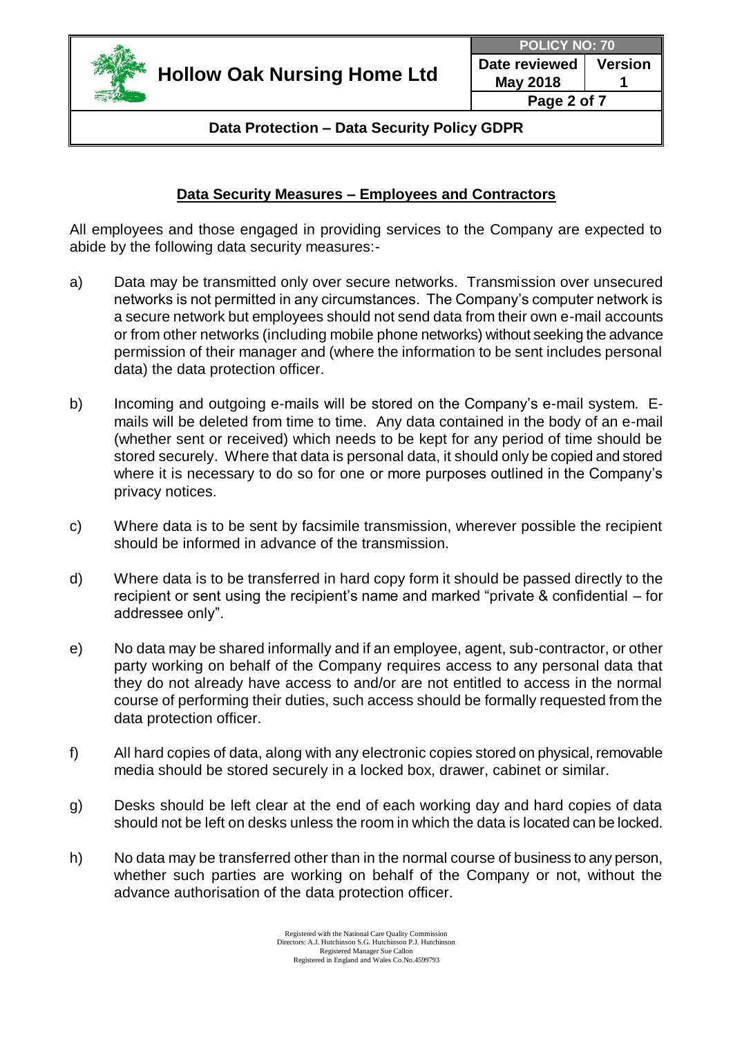## Data Security Measures – Employees and Contractors

All employees and those engaged in providing services to the Company are expected to abide by the following data security measures:-

a) Data may be transmitted only over secure networks. Transmission over unsecured networks is not permitted in any circumstances. The Company's computer network is a secure network but employees should not send data from their own e-mail accounts or from other networks (including mobile phone networks) without seeking the advance permission of their manager and (where the information to be sent includes personal data) the data protection officer.

b) Incoming and outgoing e-mails will be stored on the Company's e-mail system. E-mails will be deleted from time to time. Any data contained in the body of an e-mail (whether sent or received) which needs to be kept for any period of time should be stored securely. Where that data is personal data, it should only be copied and stored where it is necessary to do so for one or more purposes outlined in the Company's privacy notices.

c) Where data is to be sent by facsimile transmission, wherever possible the recipient should be informed in advance of the transmission.

d) Where data is to be transferred in hard copy form it should be passed directly to the recipient or sent using the recipient's name and marked "private & confidential – for addressee only".

e) No data may be shared informally and if an employee, agent, sub-contractor, or other party working on behalf of the Company requires access to any personal data that they do not already have access to and/or are not entitled to access in the normal course of performing their duties, such access should be formally requested from the data protection officer.

f) All hard copies of data, along with any electronic copies stored on physical, removable media should be stored securely in a locked box, drawer, cabinet or similar.

g) Desks should be left clear at the end of each working day and hard copies of data should not be left on desks unless the room in which the data is located can be locked.

h) No data may be transferred other than in the normal course of business to any person, whether such parties are working on behalf of the Company or not, without the advance authorisation of the data protection officer.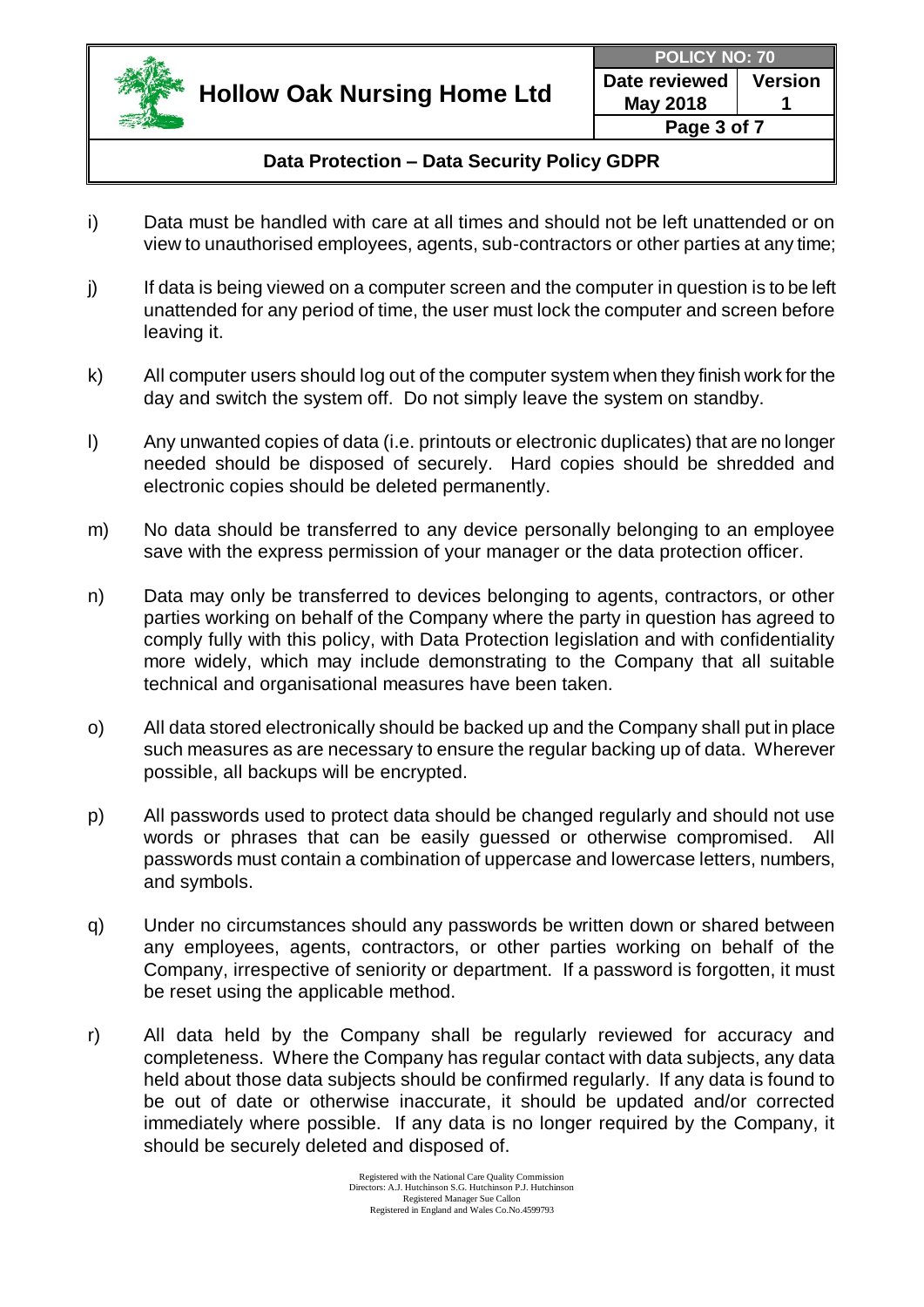i) Data must be handled with care at all times and should not be left unattended or on view to unauthorised employees, agents, sub-contractors or other parties at any time;

j) If data is being viewed on a computer screen and the computer in question is to be left unattended for any period of time, the user must lock the computer and screen before leaving it.

k) All computer users should log out of the computer system when they finish work for the day and switch the system off. Do not simply leave the system on standby.

l) Any unwanted copies of data (i.e. printouts or electronic duplicates) that are no longer needed should be disposed of securely. Hard copies should be shredded and electronic copies should be deleted permanently.

m) No data should be transferred to any device personally belonging to an employee save with the express permission of your manager or the data protection officer.

n) Data may only be transferred to devices belonging to agents, contractors, or other parties working on behalf of the Company where the party in question has agreed to comply fully with this policy, with Data Protection legislation and with confidentiality more widely, which may include demonstrating to the Company that all suitable technical and organisational measures have been taken.

o) All data stored electronically should be backed up and the Company shall put in place such measures as are necessary to ensure the regular backing up of data. Wherever possible, all backups will be encrypted.

p) All passwords used to protect data should be changed regularly and should not use words or phrases that can be easily guessed or otherwise compromised. All passwords must contain a combination of uppercase and lowercase letters, numbers, and symbols.

q) Under no circumstances should any passwords be written down or shared between any employees, agents, contractors, or other parties working on behalf of the Company, irrespective of seniority or department. If a password is forgotten, it must be reset using the applicable method.

r) All data held by the Company shall be regularly reviewed for accuracy and completeness. Where the Company has regular contact with data subjects, any data held about those data subjects should be confirmed regularly. If any data is found to be out of date or otherwise inaccurate, it should be updated and/or corrected immediately where possible. If any data is no longer required by the Company, it should be securely deleted and disposed of.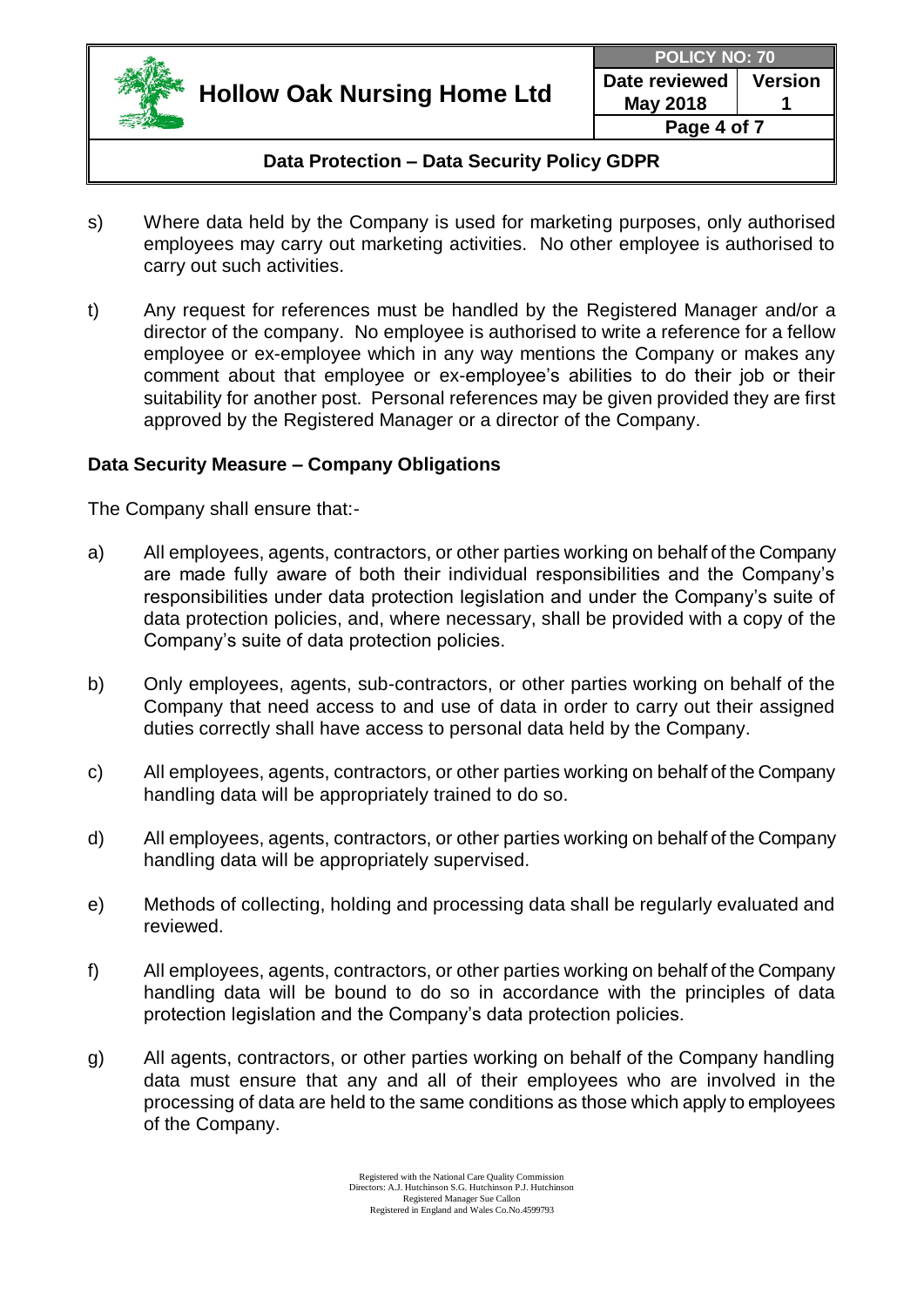s) Where data held by the Company is used for marketing purposes, only authorised employees may carry out marketing activities. No other employee is authorised to carry out such activities.

t) Any request for references must be handled by the Registered Manager and/or a director of the company. No employee is authorised to write a reference for a fellow employee or ex-employee which in any way mentions the Company or makes any comment about that employee or ex-employee's abilities to do their job or their suitability for another post. Personal references may be given provided they are first approved by the Registered Manager or a director of the Company.

**Data Security Measure – Company Obligations**

The Company shall ensure that:-

a) All employees, agents, contractors, or other parties working on behalf of the Company are made fully aware of both their individual responsibilities and the Company's responsibilities under data protection legislation and under the Company's suite of data protection policies, and, where necessary, shall be provided with a copy of the Company's suite of data protection policies.

b) Only employees, agents, sub-contractors, or other parties working on behalf of the Company that need access to and use of data in order to carry out their assigned duties correctly shall have access to personal data held by the Company.

c) All employees, agents, contractors, or other parties working on behalf of the Company handling data will be appropriately trained to do so.

d) All employees, agents, contractors, or other parties working on behalf of the Company handling data will be appropriately supervised.

e) Methods of collecting, holding and processing data shall be regularly evaluated and reviewed.

f) All employees, agents, contractors, or other parties working on behalf of the Company handling data will be bound to do so in accordance with the principles of data protection legislation and the Company's data protection policies.

g) All agents, contractors, or other parties working on behalf of the Company handling data must ensure that any and all of their employees who are involved in the processing of data are held to the same conditions as those which apply to employees of the Company.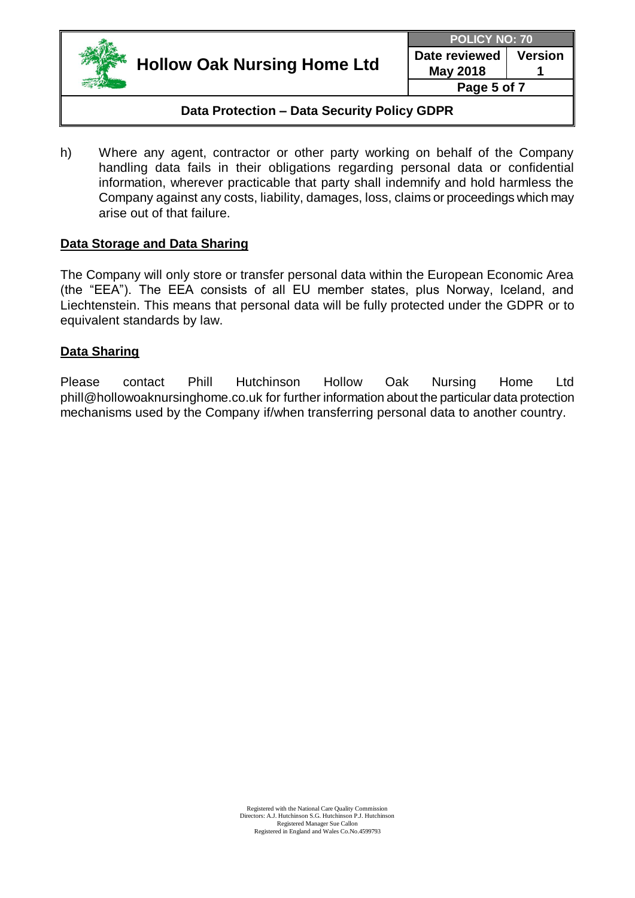h) Where any agent, contractor or other party working on behalf of the Company handling data fails in their obligations regarding personal data or confidential information, wherever practicable that party shall indemnify and hold harmless the Company against any costs, liability, damages, loss, claims or proceedings which may arise out of that failure.

## Data Storage and Data Sharing

The Company will only store or transfer personal data within the European Economic Area (the "EEA"). The EEA consists of all EU member states, plus Norway, Iceland, and Liechtenstein. This means that personal data will be fully protected under the GDPR or to equivalent standards by law.

## Data Sharing

Please contact Phill Hutchinson Hollow Oak Nursing Home Ltd phill@hollowoaknursinghome.co.uk for further information about the particular data protection mechanisms used by the Company if/when transferring personal data to another country.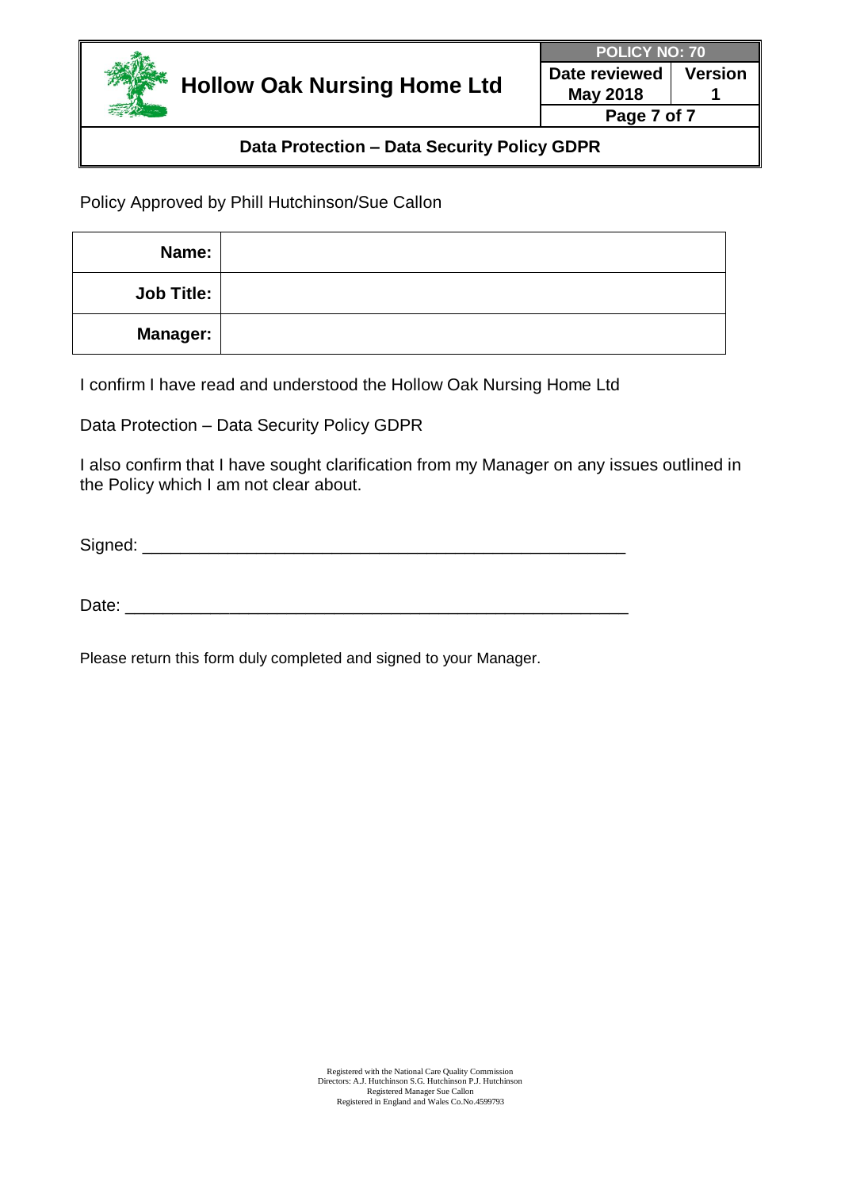Policy Approved by Phill Hutchinson/Sue Callon

| | |
|---|---|
| **Name:** | |
| **Job Title:** | |
| **Manager:** | |

I confirm I have read and understood the Hollow Oak Nursing Home Ltd

Data Protection – Data Security Policy GDPR

I also confirm that I have sought clarification from my Manager on any issues outlined in the Policy which I am not clear about.

Signed: ______________________________________________________

Date: ________________________________________________________

Please return this form duly completed and signed to your Manager.